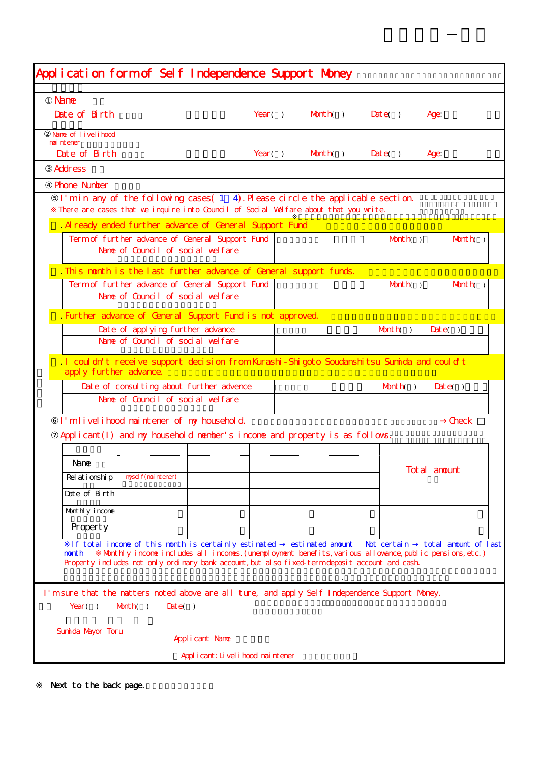# Application form of Self Independence Support Money

| | |
|---|---|
| ① Name<br>Date of Birth | Year( ) Month( ) Date( ) Age: |
| ② Name of livelihood maintener<br>Date of Birth | Year( ) Month( ) Date( ) Age: |
| ③ Address | |
| ④ Phone Number | |

⑤ I'm in any of the following cases( 1 4).Please circle the applicable section.
※There are cases that we inquire into Council of Social Welfare about that you write.

**.Already ended further advance of General Support Fund**

| | |
|---|---|
| Term of further advance of General Support Fund | Month( ) Month( ) |
| Name of Council of social welfare | |

**.This month is the last further advance of General support funds.**

| | |
|---|---|
| Term of further advance of General Support Fund | Month( ) Month( ) |
| Name of Council of social welfare | |

**.Further advance of General Support Fund is not approved.**

| | |
|---|---|
| Date of applying further advance | Month( ) Date( ) |
| Name of Council of social welfare | |

**.I couldn't receive support decision from Kurashi-Shigoto Soudanshitsu Sumida and could't apply further advance.**

| | |
|---|---|
| Date of consulting about further advence | Month( ) Date( ) |
| Name of Council of social welfare | |

⑥ I'm livelihood maintener of my household. → Check ☐

⑦ Applicant(I) and my household member's income and property is as follows.

| | | | | | Total amount |
|---|---|---|---|---|---|
| Name | | | | | |
| Relationship | myself(maintener) | | | | |
| Date of Birth | | | | | |
| Monthly income | | | | | |
| Property | | | | | |

※If total income of this month is certainly estimated → estimated amount Not certain → total amount of last month ※Monthly income includes all incomes.(unemployment benefits,various allowance,public pensions,etc.)
Property includes not only ordinary bank account,but also fixed-term deposit account and cash.

I'm sure that the matters noted above are all ture, and apply Self Independence Support Money.

Year( ) Month( ) Date( )

Sumida Mayor Toru

Applicant Name

Applicant:Livelihood maintener

※ Next to the back page.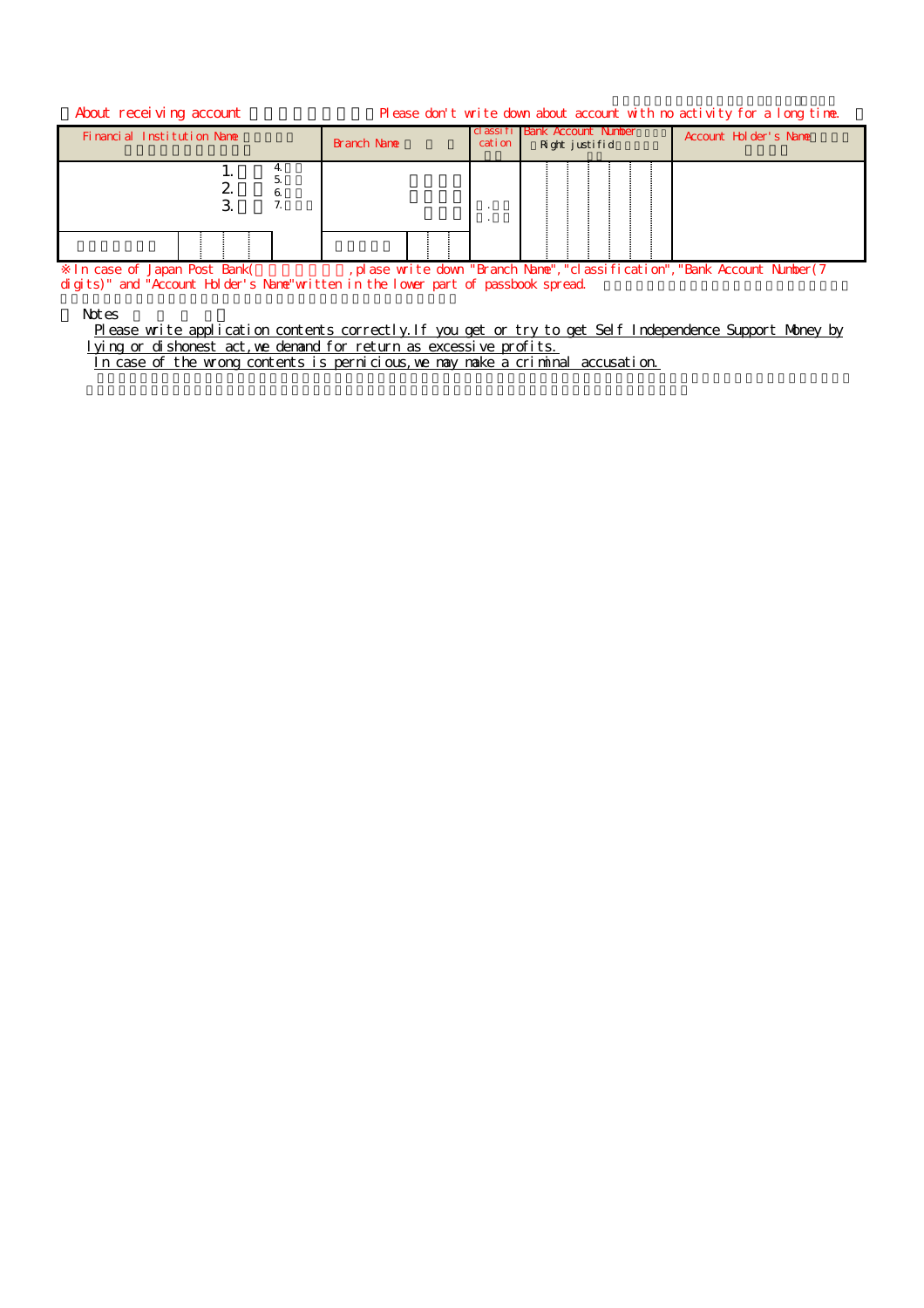About receiving account　　　　　　　　Please don't write down about account with no activity for a long time.

| Financial Institution Name | Branch Name | classification | Bank Account Number (Right justifid) | Account Holder's Name |
|---|---|---|---|---|
| 1.<br>2.<br>3. 4.<br>5.<br>6.<br>7. | | | | |

※In case of Japan Post Bank( , plase write down "Branch Name","classification","Bank Account Number(7 digits)" and "Account Holder's Name"written in the lower part of passbook spread.

Notes

Please write application contents correctly. If you get or try to get Self Independence Support Money by lying or dishonest act, we demand for return as excessive profits.

In case of the wrong contents is pernicious, we may make a criminal accusation.